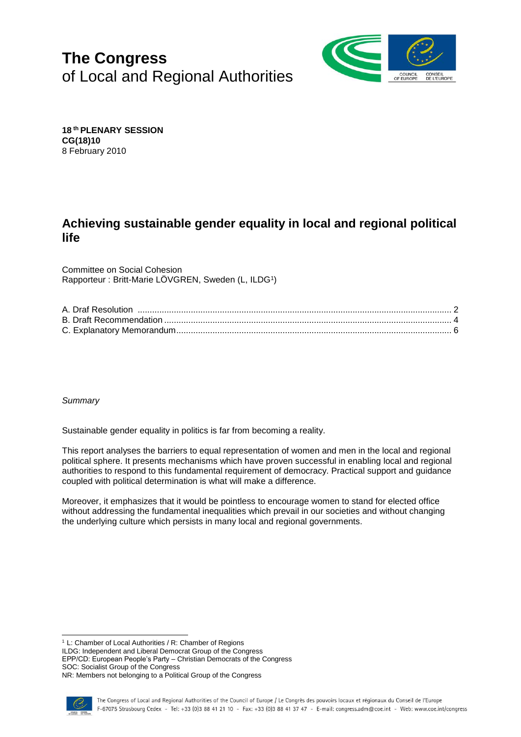# The Congress
of Local and Regional Authorities

**18[th] PLENARY SESSION**
**CG(18)10**
8 February 2010

## Achieving sustainable gender equality in local and regional political life

Committee on Social Cohesion
Rapporteur : Britt-Marie LÖVGREN, Sweden (L, ILDG[1])

| | |
|---|---|
| A. Draf Resolution | 2 |
| B. Draft Recommendation | 4 |
| C. Explanatory Memorandum | 6 |

*Summary*

Sustainable gender equality in politics is far from becoming a reality.

This report analyses the barriers to equal representation of women and men in the local and regional political sphere. It presents mechanisms which have proven successful in enabling local and regional authorities to respond to this fundamental requirement of democracy. Practical support and guidance coupled with political determination is what will make a difference.

Moreover, it emphasizes that it would be pointless to encourage women to stand for elected office without addressing the fundamental inequalities which prevail in our societies and without changing the underlying culture which persists in many local and regional governments.

---

[1] L: Chamber of Local Authorities / R: Chamber of Regions
ILDG: Independent and Liberal Democrat Group of the Congress
EPP/CD: European People's Party – Christian Democrats of the Congress
SOC: Socialist Group of the Congress
NR: Members not belonging to a Political Group of the Congress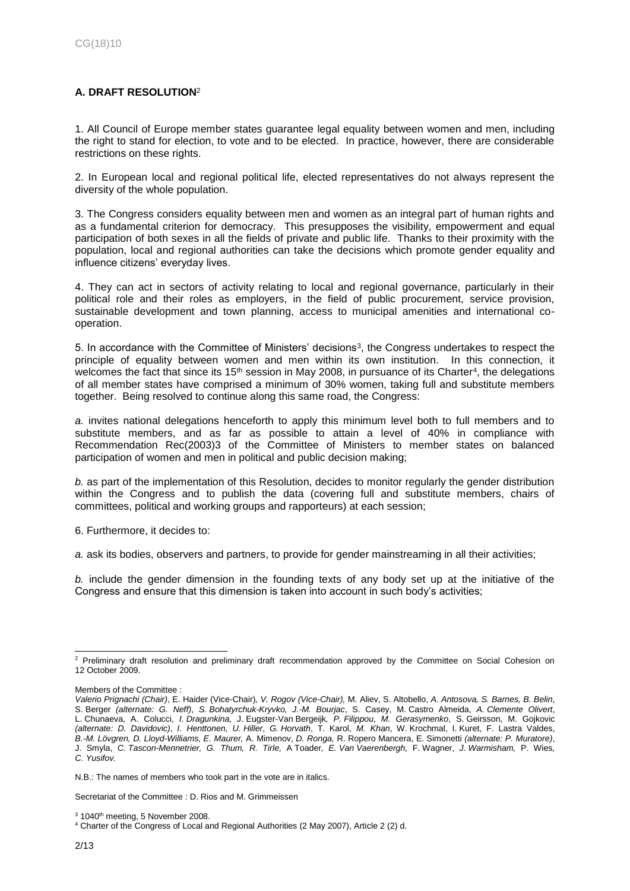## A. DRAFT RESOLUTION[2]

1. All Council of Europe member states guarantee legal equality between women and men, including the right to stand for election, to vote and to be elected. In practice, however, there are considerable restrictions on these rights.

2. In European local and regional political life, elected representatives do not always represent the diversity of the whole population.

3. The Congress considers equality between men and women as an integral part of human rights and as a fundamental criterion for democracy. This presupposes the visibility, empowerment and equal participation of both sexes in all the fields of private and public life. Thanks to their proximity with the population, local and regional authorities can take the decisions which promote gender equality and influence citizens' everyday lives.

4. They can act in sectors of activity relating to local and regional governance, particularly in their political role and their roles as employers, in the field of public procurement, service provision, sustainable development and town planning, access to municipal amenities and international co-operation.

5. In accordance with the Committee of Ministers' decisions[3], the Congress undertakes to respect the principle of equality between women and men within its own institution. In this connection, it welcomes the fact that since its 15th session in May 2008, in pursuance of its Charter[4], the delegations of all member states have comprised a minimum of 30% women, taking full and substitute members together. Being resolved to continue along this same road, the Congress:

*a.* invites national delegations henceforth to apply this minimum level both to full members and to substitute members, and as far as possible to attain a level of 40% in compliance with Recommendation Rec(2003)3 of the Committee of Ministers to member states on balanced participation of women and men in political and public decision making;

*b.* as part of the implementation of this Resolution, decides to monitor regularly the gender distribution within the Congress and to publish the data (covering full and substitute members, chairs of committees, political and working groups and rapporteurs) at each session;

6. Furthermore, it decides to:

*a.* ask its bodies, observers and partners, to provide for gender mainstreaming in all their activities;

*b.* include the gender dimension in the founding texts of any body set up at the initiative of the Congress and ensure that this dimension is taken into account in such body's activities;

---

[2] Preliminary draft resolution and preliminary draft recommendation approved by the Committee on Social Cohesion on 12 October 2009.

Members of the Committee :

*Valerio Prignachi (Chair)*, E. Haider (Vice-Chair)*, V. Rogov (Vice-Chair),* M. Aliev, S. Altobello, *A. Antosova, S. Barnes, B. Belin*, S. Berger *(alternate: G. Neff)*, *S. Bohatyrchuk-Kryvko, J.-M. Bourjac*, S. Casey, M. Castro Almeida, *A. Clemente Olivert*, L. Chunaeva, A. Colucci, *I. Dragunkina,* J. Eugster-Van Bergeijk*, P. Filippou, M. Gerasymenko*, S. Geirsson, M. Gojkovic *(alternate: D. Davidovic)*, *I. Henttonen, U. Hiller*, *G. Horvath*, T. Karol, *M. Khan*, W. Krochmal, I. Kuret, F. Lastra Valdes, *B.-M. Lövgren, D. Lloyd-Williams, E. Maurer,* A. Mimenov, *D. Ronga,* R. Ropero Mancera, E. Simonetti *(alternate: P. Muratore)*, J. Smyla, *C. Tascon-Mennetrier, G. Thum, R. Tirle,* A Toader*, E. Van Vaerenbergh,* F. Wagner, *J. Warmisham,* P. Wies*, C. Yusifov.*

N.B.: The names of members who took part in the vote are in italics.

Secretariat of the Committee : D. Rios and M. Grimmeissen

[3] 1040th meeting, 5 November 2008.

[4] Charter of the Congress of Local and Regional Authorities (2 May 2007), Article 2 (2) d.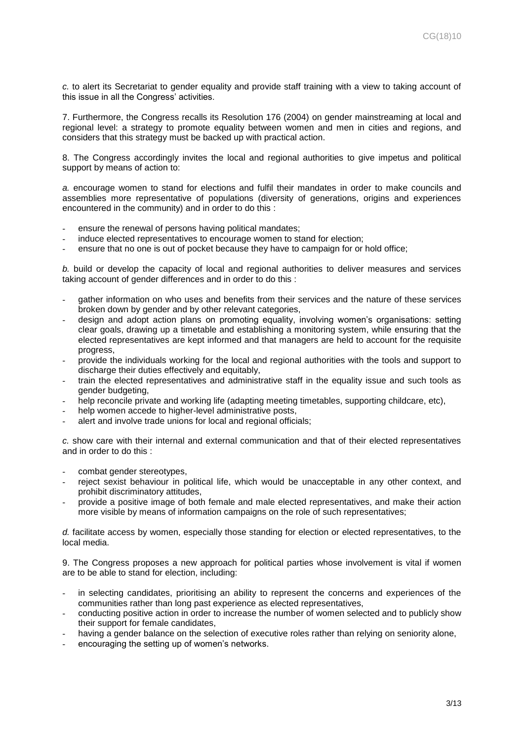*c.* to alert its Secretariat to gender equality and provide staff training with a view to taking account of this issue in all the Congress' activities.

7. Furthermore, the Congress recalls its Resolution 176 (2004) on gender mainstreaming at local and regional level: a strategy to promote equality between women and men in cities and regions, and considers that this strategy must be backed up with practical action.

8. The Congress accordingly invites the local and regional authorities to give impetus and political support by means of action to:

*a.* encourage women to stand for elections and fulfil their mandates in order to make councils and assemblies more representative of populations (diversity of generations, origins and experiences encountered in the community) and in order to do this :

- ensure the renewal of persons having political mandates;
- induce elected representatives to encourage women to stand for election;
- ensure that no one is out of pocket because they have to campaign for or hold office;

*b.* build or develop the capacity of local and regional authorities to deliver measures and services taking account of gender differences and in order to do this :

- gather information on who uses and benefits from their services and the nature of these services broken down by gender and by other relevant categories,
- design and adopt action plans on promoting equality, involving women's organisations: setting clear goals, drawing up a timetable and establishing a monitoring system, while ensuring that the elected representatives are kept informed and that managers are held to account for the requisite progress,
- provide the individuals working for the local and regional authorities with the tools and support to discharge their duties effectively and equitably,
- train the elected representatives and administrative staff in the equality issue and such tools as gender budgeting,
- help reconcile private and working life (adapting meeting timetables, supporting childcare, etc),
- help women accede to higher-level administrative posts,
- alert and involve trade unions for local and regional officials;

*c.* show care with their internal and external communication and that of their elected representatives and in order to do this :

- combat gender stereotypes,
- reject sexist behaviour in political life, which would be unacceptable in any other context, and prohibit discriminatory attitudes,
- provide a positive image of both female and male elected representatives, and make their action more visible by means of information campaigns on the role of such representatives;

*d.* facilitate access by women, especially those standing for election or elected representatives, to the local media.

9. The Congress proposes a new approach for political parties whose involvement is vital if women are to be able to stand for election, including:

- in selecting candidates, prioritising an ability to represent the concerns and experiences of the communities rather than long past experience as elected representatives,
- conducting positive action in order to increase the number of women selected and to publicly show their support for female candidates,
- having a gender balance on the selection of executive roles rather than relying on seniority alone,
- encouraging the setting up of women's networks.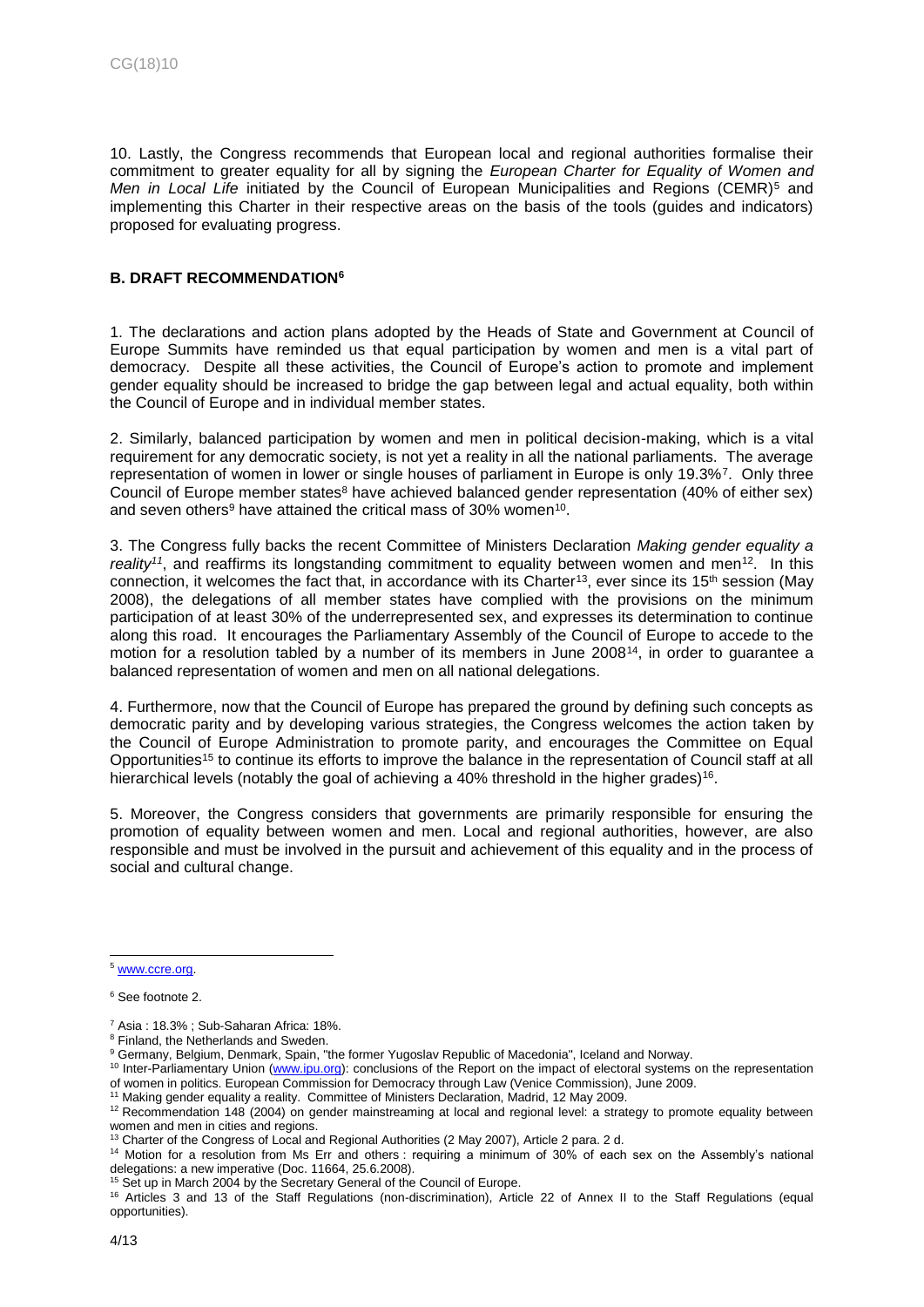10. Lastly, the Congress recommends that European local and regional authorities formalise their commitment to greater equality for all by signing the *European Charter for Equality of Women and Men in Local Life* initiated by the Council of European Municipalities and Regions (CEMR)[5] and implementing this Charter in their respective areas on the basis of the tools (guides and indicators) proposed for evaluating progress.

### B. DRAFT RECOMMENDATION[6]

1. The declarations and action plans adopted by the Heads of State and Government at Council of Europe Summits have reminded us that equal participation by women and men is a vital part of democracy. Despite all these activities, the Council of Europe's action to promote and implement gender equality should be increased to bridge the gap between legal and actual equality, both within the Council of Europe and in individual member states.

2. Similarly, balanced participation by women and men in political decision-making, which is a vital requirement for any democratic society, is not yet a reality in all the national parliaments. The average representation of women in lower or single houses of parliament in Europe is only 19.3%[7]. Only three Council of Europe member states[8] have achieved balanced gender representation (40% of either sex) and seven others[9] have attained the critical mass of 30% women[10].

3. The Congress fully backs the recent Committee of Ministers Declaration *Making gender equality a reality*[11], and reaffirms its longstanding commitment to equality between women and men[12]. In this connection, it welcomes the fact that, in accordance with its Charter[13], ever since its 15th session (May 2008), the delegations of all member states have complied with the provisions on the minimum participation of at least 30% of the underrepresented sex, and expresses its determination to continue along this road. It encourages the Parliamentary Assembly of the Council of Europe to accede to the motion for a resolution tabled by a number of its members in June 2008[14], in order to guarantee a balanced representation of women and men on all national delegations.

4. Furthermore, now that the Council of Europe has prepared the ground by defining such concepts as democratic parity and by developing various strategies, the Congress welcomes the action taken by the Council of Europe Administration to promote parity, and encourages the Committee on Equal Opportunities[15] to continue its efforts to improve the balance in the representation of Council staff at all hierarchical levels (notably the goal of achieving a 40% threshold in the higher grades)[16].

5. Moreover, the Congress considers that governments are primarily responsible for ensuring the promotion of equality between women and men. Local and regional authorities, however, are also responsible and must be involved in the pursuit and achievement of this equality and in the process of social and cultural change.

---

[5] www.ccre.org.

[6] See footnote 2.

[7] Asia : 18.3% ; Sub-Saharan Africa: 18%.

[8] Finland, the Netherlands and Sweden.

[9] Germany, Belgium, Denmark, Spain, "the former Yugoslav Republic of Macedonia", Iceland and Norway.

[10] Inter-Parliamentary Union (www.ipu.org): conclusions of the Report on the impact of electoral systems on the representation of women in politics. European Commission for Democracy through Law (Venice Commission), June 2009.

[11] Making gender equality a reality. Committee of Ministers Declaration, Madrid, 12 May 2009.

[12] Recommendation 148 (2004) on gender mainstreaming at local and regional level: a strategy to promote equality between women and men in cities and regions.

[13] Charter of the Congress of Local and Regional Authorities (2 May 2007), Article 2 para. 2 d.

[14] Motion for a resolution from Ms Err and others : requiring a minimum of 30% of each sex on the Assembly's national delegations: a new imperative (Doc. 11664, 25.6.2008).

[15] Set up in March 2004 by the Secretary General of the Council of Europe.

[16] Articles 3 and 13 of the Staff Regulations (non-discrimination), Article 22 of Annex II to the Staff Regulations (equal opportunities).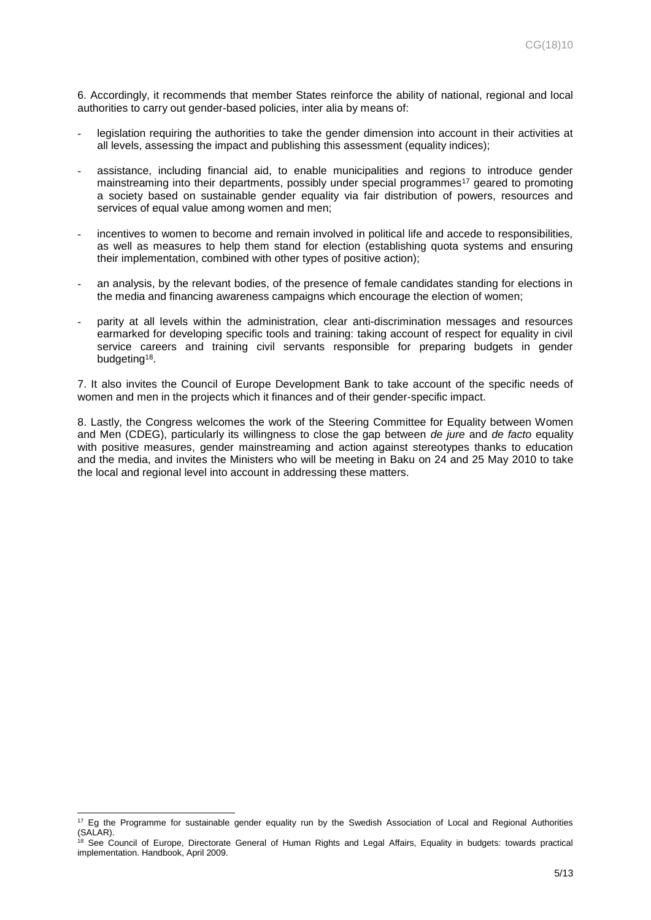6. Accordingly, it recommends that member States reinforce the ability of national, regional and local authorities to carry out gender-based policies, inter alia by means of:

- legislation requiring the authorities to take the gender dimension into account in their activities at all levels, assessing the impact and publishing this assessment (equality indices);
- assistance, including financial aid, to enable municipalities and regions to introduce gender mainstreaming into their departments, possibly under special programmes[17] geared to promoting a society based on sustainable gender equality via fair distribution of powers, resources and services of equal value among women and men;
- incentives to women to become and remain involved in political life and accede to responsibilities, as well as measures to help them stand for election (establishing quota systems and ensuring their implementation, combined with other types of positive action);
- an analysis, by the relevant bodies, of the presence of female candidates standing for elections in the media and financing awareness campaigns which encourage the election of women;
- parity at all levels within the administration, clear anti-discrimination messages and resources earmarked for developing specific tools and training: taking account of respect for equality in civil service careers and training civil servants responsible for preparing budgets in gender budgeting[18].

7. It also invites the Council of Europe Development Bank to take account of the specific needs of women and men in the projects which it finances and of their gender-specific impact.

8. Lastly, the Congress welcomes the work of the Steering Committee for Equality between Women and Men (CDEG), particularly its willingness to close the gap between *de jure* and *de facto* equality with positive measures, gender mainstreaming and action against stereotypes thanks to education and the media, and invites the Ministers who will be meeting in Baku on 24 and 25 May 2010 to take the local and regional level into account in addressing these matters.

---

[17] Eg the Programme for sustainable gender equality run by the Swedish Association of Local and Regional Authorities (SALAR).

[18] See Council of Europe, Directorate General of Human Rights and Legal Affairs, Equality in budgets: towards practical implementation. Handbook, April 2009.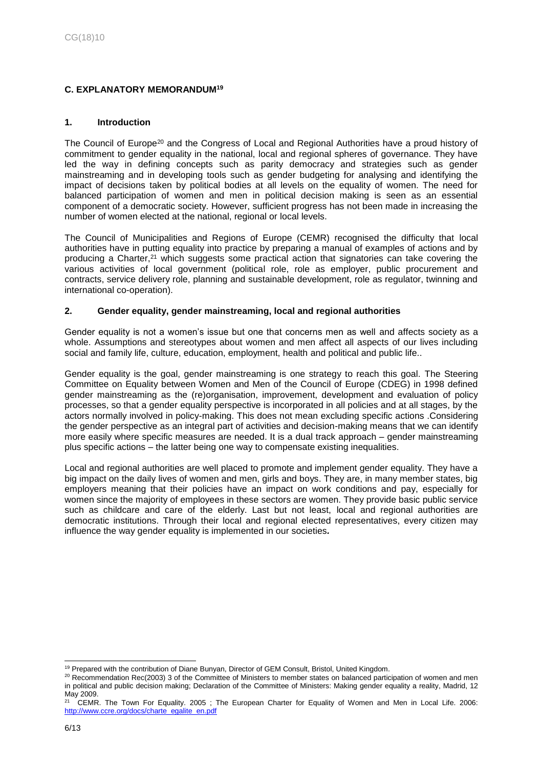## C. EXPLANATORY MEMORANDUM[19]

### 1. Introduction

The Council of Europe[20] and the Congress of Local and Regional Authorities have a proud history of commitment to gender equality in the national, local and regional spheres of governance. They have led the way in defining concepts such as parity democracy and strategies such as gender mainstreaming and in developing tools such as gender budgeting for analysing and identifying the impact of decisions taken by political bodies at all levels on the equality of women. The need for balanced participation of women and men in political decision making is seen as an essential component of a democratic society. However, sufficient progress has not been made in increasing the number of women elected at the national, regional or local levels.

The Council of Municipalities and Regions of Europe (CEMR) recognised the difficulty that local authorities have in putting equality into practice by preparing a manual of examples of actions and by producing a Charter,[21] which suggests some practical action that signatories can take covering the various activities of local government (political role, role as employer, public procurement and contracts, service delivery role, planning and sustainable development, role as regulator, twinning and international co-operation).

### 2. Gender equality, gender mainstreaming, local and regional authorities

Gender equality is not a women's issue but one that concerns men as well and affects society as a whole. Assumptions and stereotypes about women and men affect all aspects of our lives including social and family life, culture, education, employment, health and political and public life..

Gender equality is the goal, gender mainstreaming is one strategy to reach this goal. The Steering Committee on Equality between Women and Men of the Council of Europe (CDEG) in 1998 defined gender mainstreaming as the (re)organisation, improvement, development and evaluation of policy processes, so that a gender equality perspective is incorporated in all policies and at all stages, by the actors normally involved in policy-making. This does not mean excluding specific actions .Considering the gender perspective as an integral part of activities and decision-making means that we can identify more easily where specific measures are needed. It is a dual track approach – gender mainstreaming plus specific actions – the latter being one way to compensate existing inequalities.

Local and regional authorities are well placed to promote and implement gender equality. They have a big impact on the daily lives of women and men, girls and boys. They are, in many member states, big employers meaning that their policies have an impact on work conditions and pay, especially for women since the majority of employees in these sectors are women. They provide basic public service such as childcare and care of the elderly. Last but not least, local and regional authorities are democratic institutions. Through their local and regional elected representatives, every citizen may influence the way gender equality is implemented in our societies**.**

---

[19] Prepared with the contribution of Diane Bunyan, Director of GEM Consult, Bristol, United Kingdom.

[20] Recommendation Rec(2003) 3 of the Committee of Ministers to member states on balanced participation of women and men in political and public decision making; Declaration of the Committee of Ministers: Making gender equality a reality, Madrid, 12 May 2009.

[21] CEMR. The Town For Equality. 2005 ; The European Charter for Equality of Women and Men in Local Life. 2006: http://www.ccre.org/docs/charte_egalite_en.pdf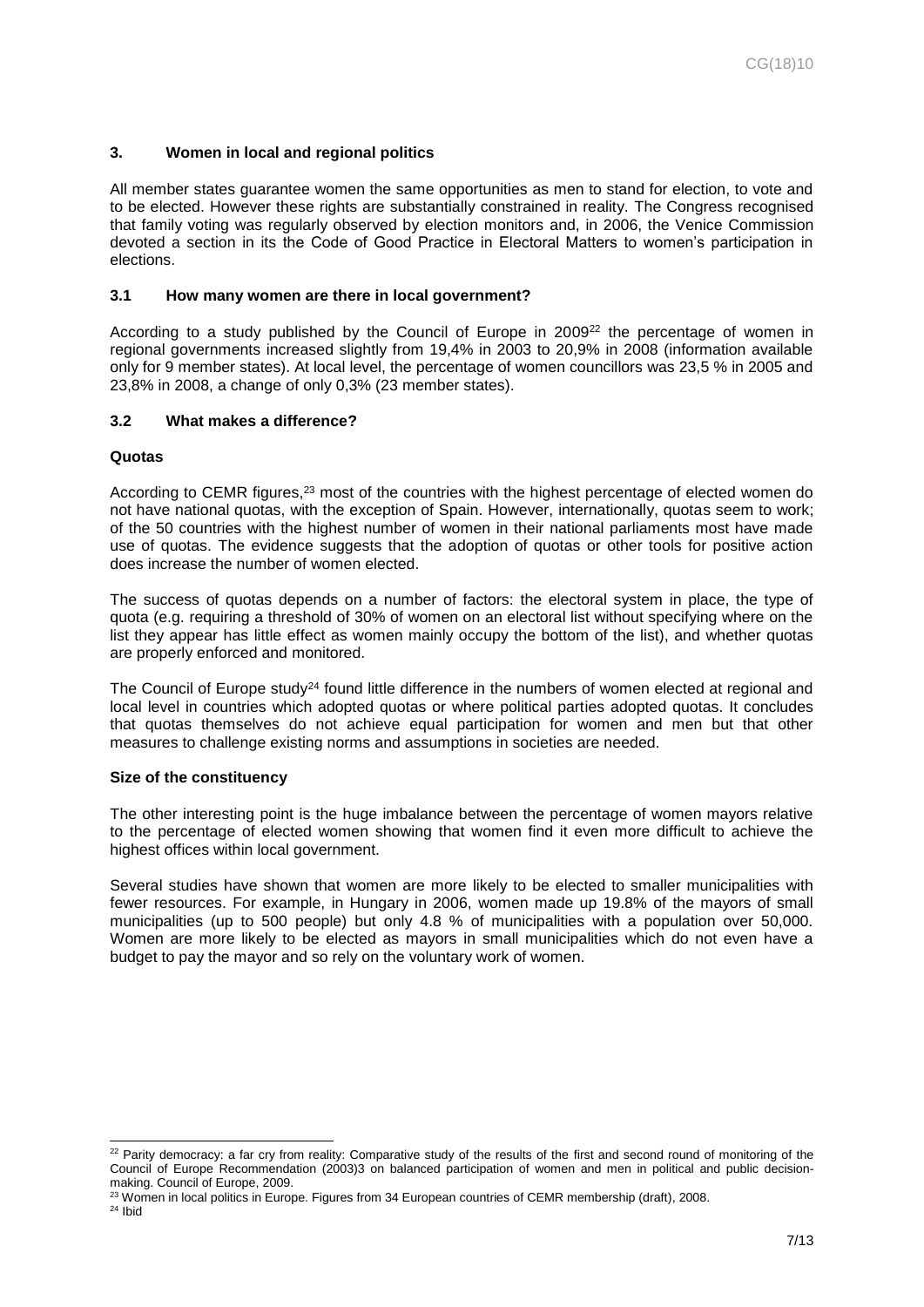## 3. Women in local and regional politics

All member states guarantee women the same opportunities as men to stand for election, to vote and to be elected. However these rights are substantially constrained in reality. The Congress recognised that family voting was regularly observed by election monitors and, in 2006, the Venice Commission devoted a section in its the Code of Good Practice in Electoral Matters to women's participation in elections.

### 3.1 How many women are there in local government?

According to a study published by the Council of Europe in 2009[22] the percentage of women in regional governments increased slightly from 19,4% in 2003 to 20,9% in 2008 (information available only for 9 member states). At local level, the percentage of women councillors was 23,5 % in 2005 and 23,8% in 2008, a change of only 0,3% (23 member states).

### 3.2 What makes a difference?

**Quotas**

According to CEMR figures,[23] most of the countries with the highest percentage of elected women do not have national quotas, with the exception of Spain. However, internationally, quotas seem to work; of the 50 countries with the highest number of women in their national parliaments most have made use of quotas. The evidence suggests that the adoption of quotas or other tools for positive action does increase the number of women elected.

The success of quotas depends on a number of factors: the electoral system in place, the type of quota (e.g. requiring a threshold of 30% of women on an electoral list without specifying where on the list they appear has little effect as women mainly occupy the bottom of the list), and whether quotas are properly enforced and monitored.

The Council of Europe study[24] found little difference in the numbers of women elected at regional and local level in countries which adopted quotas or where political parties adopted quotas. It concludes that quotas themselves do not achieve equal participation for women and men but that other measures to challenge existing norms and assumptions in societies are needed.

**Size of the constituency**

The other interesting point is the huge imbalance between the percentage of women mayors relative to the percentage of elected women showing that women find it even more difficult to achieve the highest offices within local government.

Several studies have shown that women are more likely to be elected to smaller municipalities with fewer resources. For example, in Hungary in 2006, women made up 19.8% of the mayors of small municipalities (up to 500 people) but only 4.8 % of municipalities with a population over 50,000. Women are more likely to be elected as mayors in small municipalities which do not even have a budget to pay the mayor and so rely on the voluntary work of women.

---

[22] Parity democracy: a far cry from reality: Comparative study of the results of the first and second round of monitoring of the Council of Europe Recommendation (2003)3 on balanced participation of women and men in political and public decision-making. Council of Europe, 2009.

[23] Women in local politics in Europe. Figures from 34 European countries of CEMR membership (draft), 2008.

[24] Ibid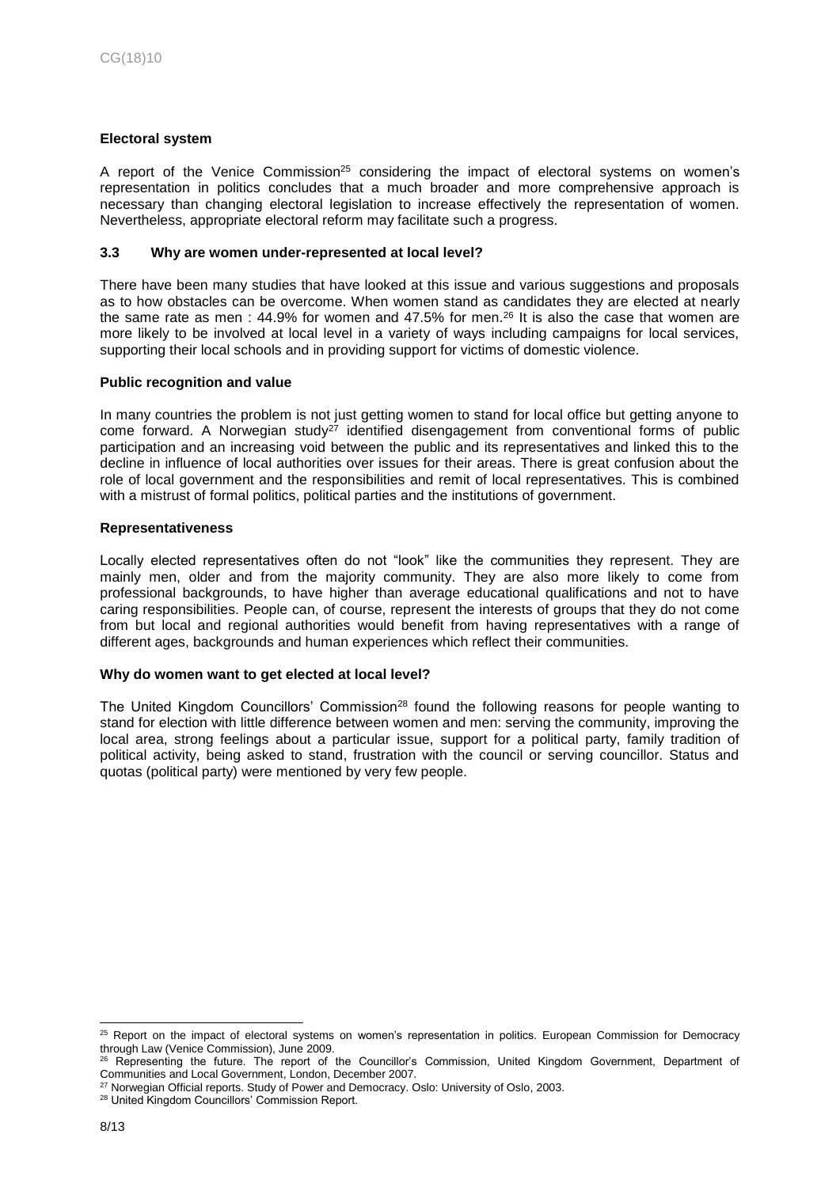**Electoral system**

A report of the Venice Commission[25] considering the impact of electoral systems on women's representation in politics concludes that a much broader and more comprehensive approach is necessary than changing electoral legislation to increase effectively the representation of women. Nevertheless, appropriate electoral reform may facilitate such a progress.

### 3.3 Why are women under-represented at local level?

There have been many studies that have looked at this issue and various suggestions and proposals as to how obstacles can be overcome. When women stand as candidates they are elected at nearly the same rate as men : 44.9% for women and 47.5% for men.[26] It is also the case that women are more likely to be involved at local level in a variety of ways including campaigns for local services, supporting their local schools and in providing support for victims of domestic violence.

**Public recognition and value**

In many countries the problem is not just getting women to stand for local office but getting anyone to come forward. A Norwegian study[27] identified disengagement from conventional forms of public participation and an increasing void between the public and its representatives and linked this to the decline in influence of local authorities over issues for their areas. There is great confusion about the role of local government and the responsibilities and remit of local representatives. This is combined with a mistrust of formal politics, political parties and the institutions of government.

**Representativeness**

Locally elected representatives often do not "look" like the communities they represent. They are mainly men, older and from the majority community. They are also more likely to come from professional backgrounds, to have higher than average educational qualifications and not to have caring responsibilities. People can, of course, represent the interests of groups that they do not come from but local and regional authorities would benefit from having representatives with a range of different ages, backgrounds and human experiences which reflect their communities.

**Why do women want to get elected at local level?**

The United Kingdom Councillors' Commission[28] found the following reasons for people wanting to stand for election with little difference between women and men: serving the community, improving the local area, strong feelings about a particular issue, support for a political party, family tradition of political activity, being asked to stand, frustration with the council or serving councillor. Status and quotas (political party) were mentioned by very few people.

---

[25] Report on the impact of electoral systems on women's representation in politics. European Commission for Democracy through Law (Venice Commission), June 2009.

[26] Representing the future. The report of the Councillor's Commission, United Kingdom Government, Department of Communities and Local Government, London, December 2007.

[27] Norwegian Official reports. Study of Power and Democracy. Oslo: University of Oslo, 2003.

[28] United Kingdom Councillors' Commission Report.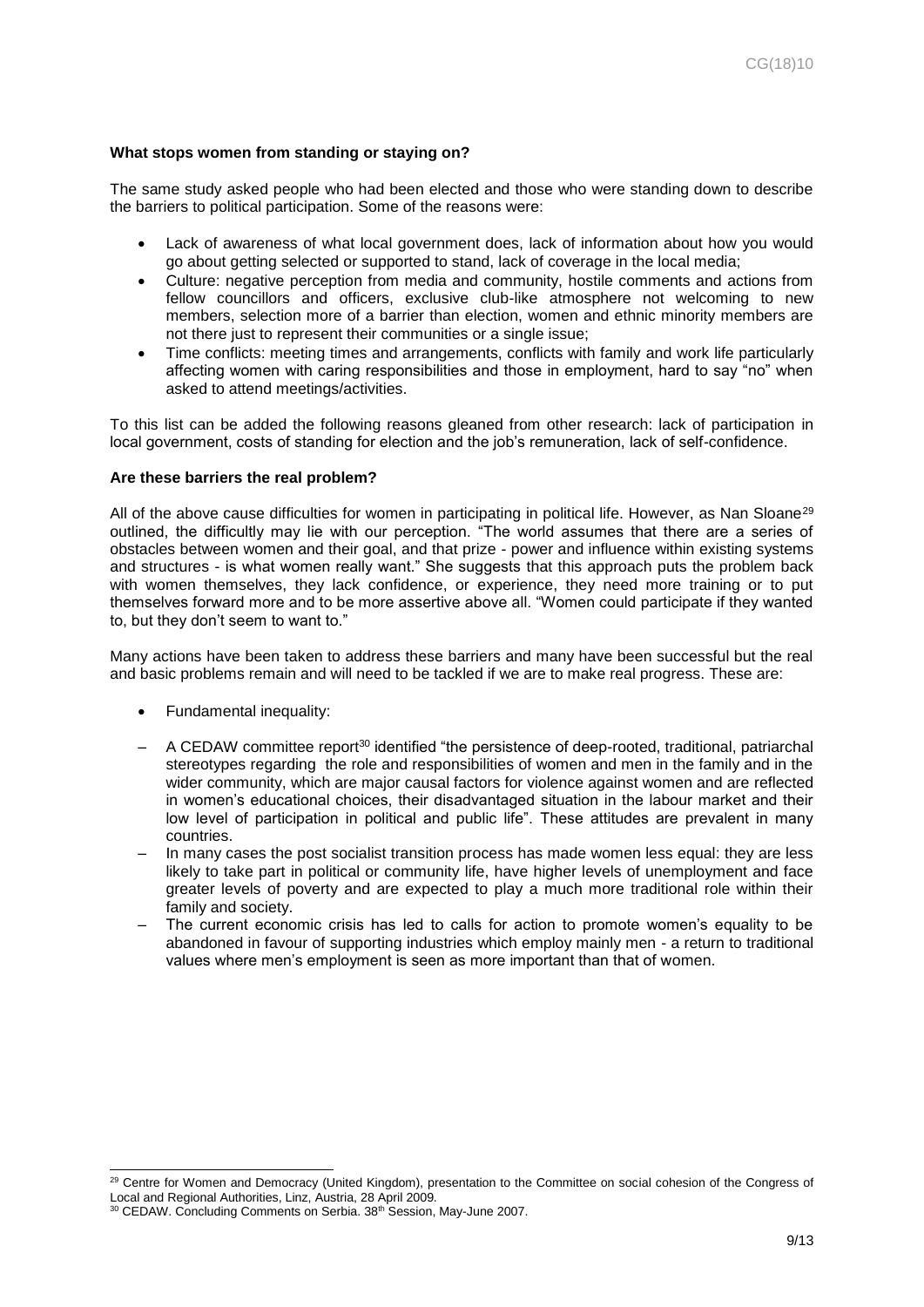**What stops women from standing or staying on?**

The same study asked people who had been elected and those who were standing down to describe the barriers to political participation. Some of the reasons were:

- Lack of awareness of what local government does, lack of information about how you would go about getting selected or supported to stand, lack of coverage in the local media;
- Culture: negative perception from media and community, hostile comments and actions from fellow councillors and officers, exclusive club-like atmosphere not welcoming to new members, selection more of a barrier than election, women and ethnic minority members are not there just to represent their communities or a single issue;
- Time conflicts: meeting times and arrangements, conflicts with family and work life particularly affecting women with caring responsibilities and those in employment, hard to say "no" when asked to attend meetings/activities.

To this list can be added the following reasons gleaned from other research: lack of participation in local government, costs of standing for election and the job's remuneration, lack of self-confidence.

**Are these barriers the real problem?**

All of the above cause difficulties for women in participating in political life. However, as Nan Sloane[29] outlined, the difficultly may lie with our perception. "The world assumes that there are a series of obstacles between women and their goal, and that prize - power and influence within existing systems and structures - is what women really want." She suggests that this approach puts the problem back with women themselves, they lack confidence, or experience, they need more training or to put themselves forward more and to be more assertive above all. "Women could participate if they wanted to, but they don't seem to want to."

Many actions have been taken to address these barriers and many have been successful but the real and basic problems remain and will need to be tackled if we are to make real progress. These are:

- Fundamental inequality:

– A CEDAW committee report[30] identified "the persistence of deep-rooted, traditional, patriarchal stereotypes regarding the role and responsibilities of women and men in the family and in the wider community, which are major causal factors for violence against women and are reflected in women's educational choices, their disadvantaged situation in the labour market and their low level of participation in political and public life". These attitudes are prevalent in many countries.

– In many cases the post socialist transition process has made women less equal: they are less likely to take part in political or community life, have higher levels of unemployment and face greater levels of poverty and are expected to play a much more traditional role within their family and society.

– The current economic crisis has led to calls for action to promote women's equality to be abandoned in favour of supporting industries which employ mainly men - a return to traditional values where men's employment is seen as more important than that of women.

---

[29] Centre for Women and Democracy (United Kingdom), presentation to the Committee on social cohesion of the Congress of Local and Regional Authorities, Linz, Austria, 28 April 2009.

[30] CEDAW. Concluding Comments on Serbia. 38th Session, May-June 2007.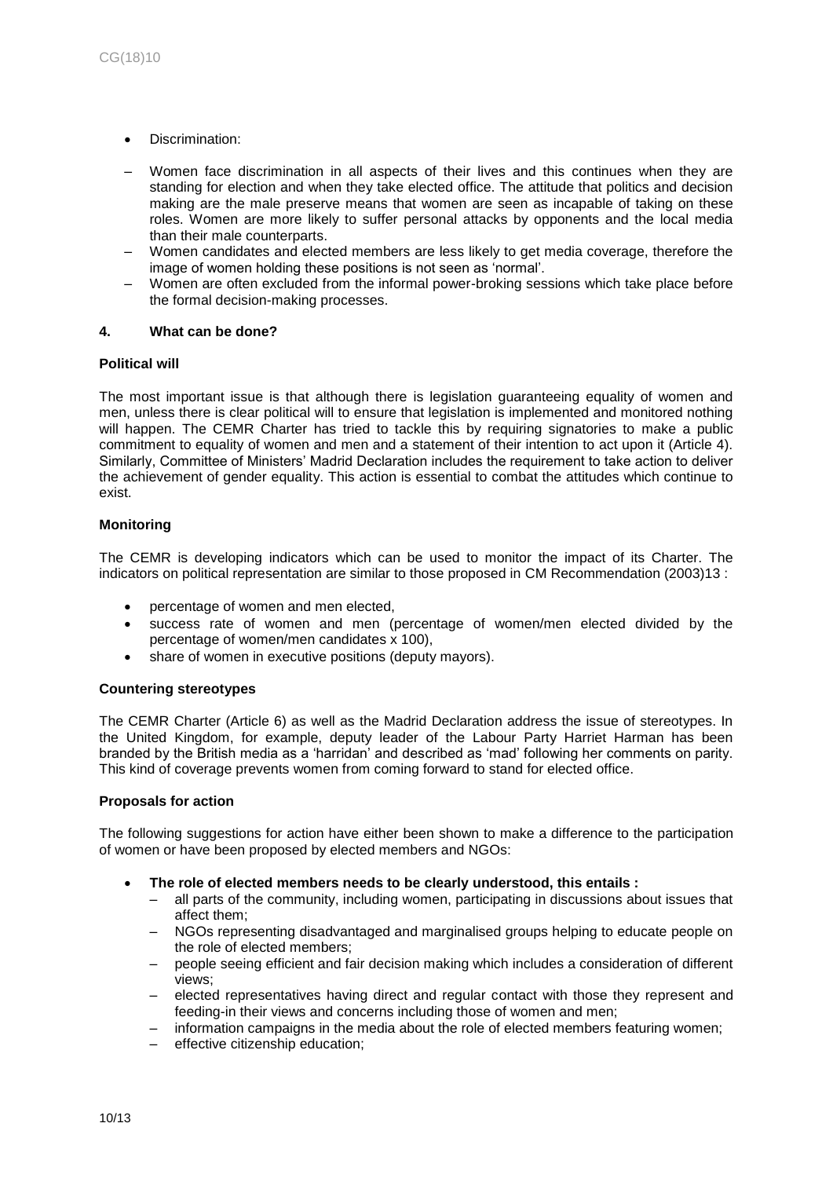- Discrimination:
  - Women face discrimination in all aspects of their lives and this continues when they are standing for election and when they take elected office. The attitude that politics and decision making are the male preserve means that women are seen as incapable of taking on these roles. Women are more likely to suffer personal attacks by opponents and the local media than their male counterparts.
  - Women candidates and elected members are less likely to get media coverage, therefore the image of women holding these positions is not seen as 'normal'.
  - Women are often excluded from the informal power-broking sessions which take place before the formal decision-making processes.

### 4. What can be done?

**Political will**

The most important issue is that although there is legislation guaranteeing equality of women and men, unless there is clear political will to ensure that legislation is implemented and monitored nothing will happen. The CEMR Charter has tried to tackle this by requiring signatories to make a public commitment to equality of women and men and a statement of their intention to act upon it (Article 4). Similarly, Committee of Ministers' Madrid Declaration includes the requirement to take action to deliver the achievement of gender equality. This action is essential to combat the attitudes which continue to exist.

**Monitoring**

The CEMR is developing indicators which can be used to monitor the impact of its Charter. The indicators on political representation are similar to those proposed in CM Recommendation (2003)13 :

- percentage of women and men elected,
- success rate of women and men (percentage of women/men elected divided by the percentage of women/men candidates x 100),
- share of women in executive positions (deputy mayors).

**Countering stereotypes**

The CEMR Charter (Article 6) as well as the Madrid Declaration address the issue of stereotypes. In the United Kingdom, for example, deputy leader of the Labour Party Harriet Harman has been branded by the British media as a 'harridan' and described as 'mad' following her comments on parity. This kind of coverage prevents women from coming forward to stand for elected office.

**Proposals for action**

The following suggestions for action have either been shown to make a difference to the participation of women or have been proposed by elected members and NGOs:

- **The role of elected members needs to be clearly understood, this entails :**
  - all parts of the community, including women, participating in discussions about issues that affect them;
  - NGOs representing disadvantaged and marginalised groups helping to educate people on the role of elected members;
  - people seeing efficient and fair decision making which includes a consideration of different views;
  - elected representatives having direct and regular contact with those they represent and feeding-in their views and concerns including those of women and men;
  - information campaigns in the media about the role of elected members featuring women;
  - effective citizenship education;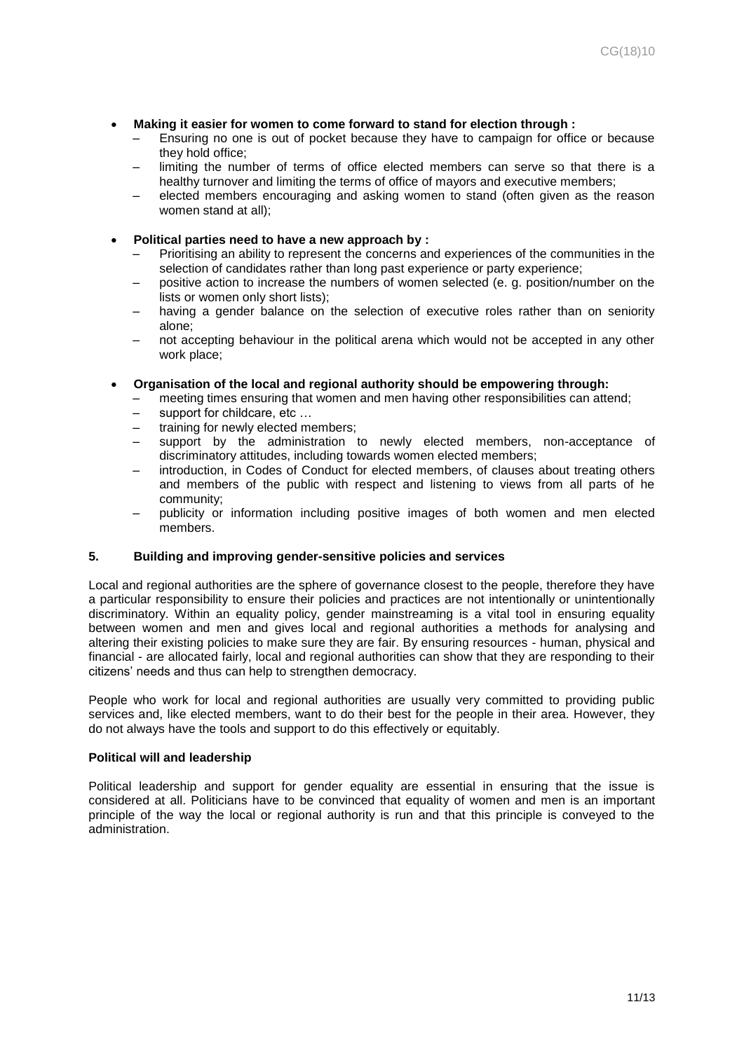- **Making it easier for women to come forward to stand for election through :**
  - Ensuring no one is out of pocket because they have to campaign for office or because they hold office;
  - limiting the number of terms of office elected members can serve so that there is a healthy turnover and limiting the terms of office of mayors and executive members;
  - elected members encouraging and asking women to stand (often given as the reason women stand at all);

- **Political parties need to have a new approach by :**
  - Prioritising an ability to represent the concerns and experiences of the communities in the selection of candidates rather than long past experience or party experience;
  - positive action to increase the numbers of women selected (e. g. position/number on the lists or women only short lists);
  - having a gender balance on the selection of executive roles rather than on seniority alone;
  - not accepting behaviour in the political arena which would not be accepted in any other work place;

- **Organisation of the local and regional authority should be empowering through:**
  - meeting times ensuring that women and men having other responsibilities can attend;
  - support for childcare, etc …
  - training for newly elected members;
  - support by the administration to newly elected members, non-acceptance of discriminatory attitudes, including towards women elected members;
  - introduction, in Codes of Conduct for elected members, of clauses about treating others and members of the public with respect and listening to views from all parts of he community;
  - publicity or information including positive images of both women and men elected members.

## 5. Building and improving gender-sensitive policies and services

Local and regional authorities are the sphere of governance closest to the people, therefore they have a particular responsibility to ensure their policies and practices are not intentionally or unintentionally discriminatory. Within an equality policy, gender mainstreaming is a vital tool in ensuring equality between women and men and gives local and regional authorities a methods for analysing and altering their existing policies to make sure they are fair. By ensuring resources - human, physical and financial - are allocated fairly, local and regional authorities can show that they are responding to their citizens' needs and thus can help to strengthen democracy.

People who work for local and regional authorities are usually very committed to providing public services and, like elected members, want to do their best for the people in their area. However, they do not always have the tools and support to do this effectively or equitably.

**Political will and leadership**

Political leadership and support for gender equality are essential in ensuring that the issue is considered at all. Politicians have to be convinced that equality of women and men is an important principle of the way the local or regional authority is run and that this principle is conveyed to the administration.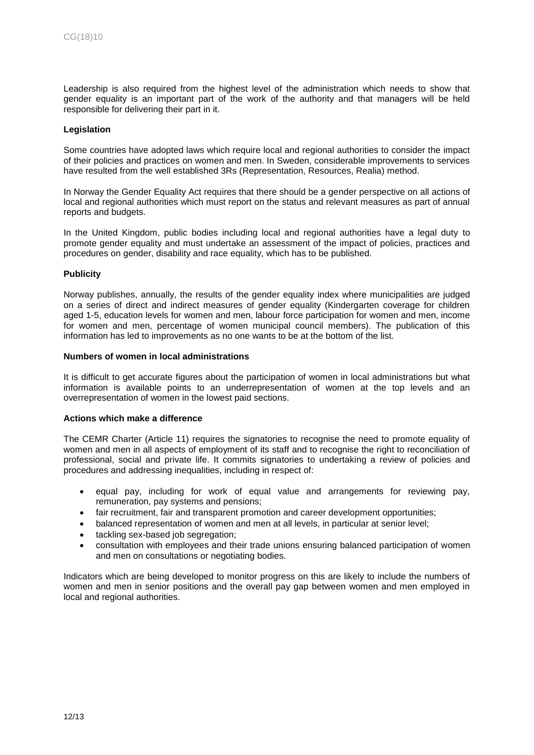Leadership is also required from the highest level of the administration which needs to show that gender equality is an important part of the work of the authority and that managers will be held responsible for delivering their part in it.

**Legislation**

Some countries have adopted laws which require local and regional authorities to consider the impact of their policies and practices on women and men. In Sweden, considerable improvements to services have resulted from the well established 3Rs (Representation, Resources, Realia) method.

In Norway the Gender Equality Act requires that there should be a gender perspective on all actions of local and regional authorities which must report on the status and relevant measures as part of annual reports and budgets.

In the United Kingdom, public bodies including local and regional authorities have a legal duty to promote gender equality and must undertake an assessment of the impact of policies, practices and procedures on gender, disability and race equality, which has to be published.

**Publicity**

Norway publishes, annually, the results of the gender equality index where municipalities are judged on a series of direct and indirect measures of gender equality (Kindergarten coverage for children aged 1-5, education levels for women and men, labour force participation for women and men, income for women and men, percentage of women municipal council members). The publication of this information has led to improvements as no one wants to be at the bottom of the list.

**Numbers of women in local administrations**

It is difficult to get accurate figures about the participation of women in local administrations but what information is available points to an underrepresentation of women at the top levels and an overrepresentation of women in the lowest paid sections.

**Actions which make a difference**

The CEMR Charter (Article 11) requires the signatories to recognise the need to promote equality of women and men in all aspects of employment of its staff and to recognise the right to reconciliation of professional, social and private life. It commits signatories to undertaking a review of policies and procedures and addressing inequalities, including in respect of:

- equal pay, including for work of equal value and arrangements for reviewing pay, remuneration, pay systems and pensions;
- fair recruitment, fair and transparent promotion and career development opportunities;
- balanced representation of women and men at all levels, in particular at senior level;
- tackling sex-based job segregation;
- consultation with employees and their trade unions ensuring balanced participation of women and men on consultations or negotiating bodies.

Indicators which are being developed to monitor progress on this are likely to include the numbers of women and men in senior positions and the overall pay gap between women and men employed in local and regional authorities.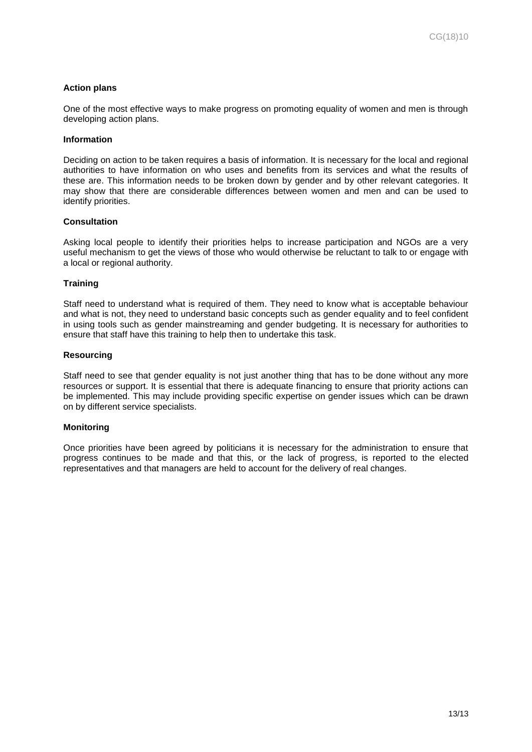**Action plans**

One of the most effective ways to make progress on promoting equality of women and men is through developing action plans.

**Information**

Deciding on action to be taken requires a basis of information. It is necessary for the local and regional authorities to have information on who uses and benefits from its services and what the results of these are. This information needs to be broken down by gender and by other relevant categories. It may show that there are considerable differences between women and men and can be used to identify priorities.

**Consultation**

Asking local people to identify their priorities helps to increase participation and NGOs are a very useful mechanism to get the views of those who would otherwise be reluctant to talk to or engage with a local or regional authority.

**Training**

Staff need to understand what is required of them. They need to know what is acceptable behaviour and what is not, they need to understand basic concepts such as gender equality and to feel confident in using tools such as gender mainstreaming and gender budgeting. It is necessary for authorities to ensure that staff have this training to help then to undertake this task.

**Resourcing**

Staff need to see that gender equality is not just another thing that has to be done without any more resources or support. It is essential that there is adequate financing to ensure that priority actions can be implemented. This may include providing specific expertise on gender issues which can be drawn on by different service specialists.

**Monitoring**

Once priorities have been agreed by politicians it is necessary for the administration to ensure that progress continues to be made and that this, or the lack of progress, is reported to the elected representatives and that managers are held to account for the delivery of real changes.